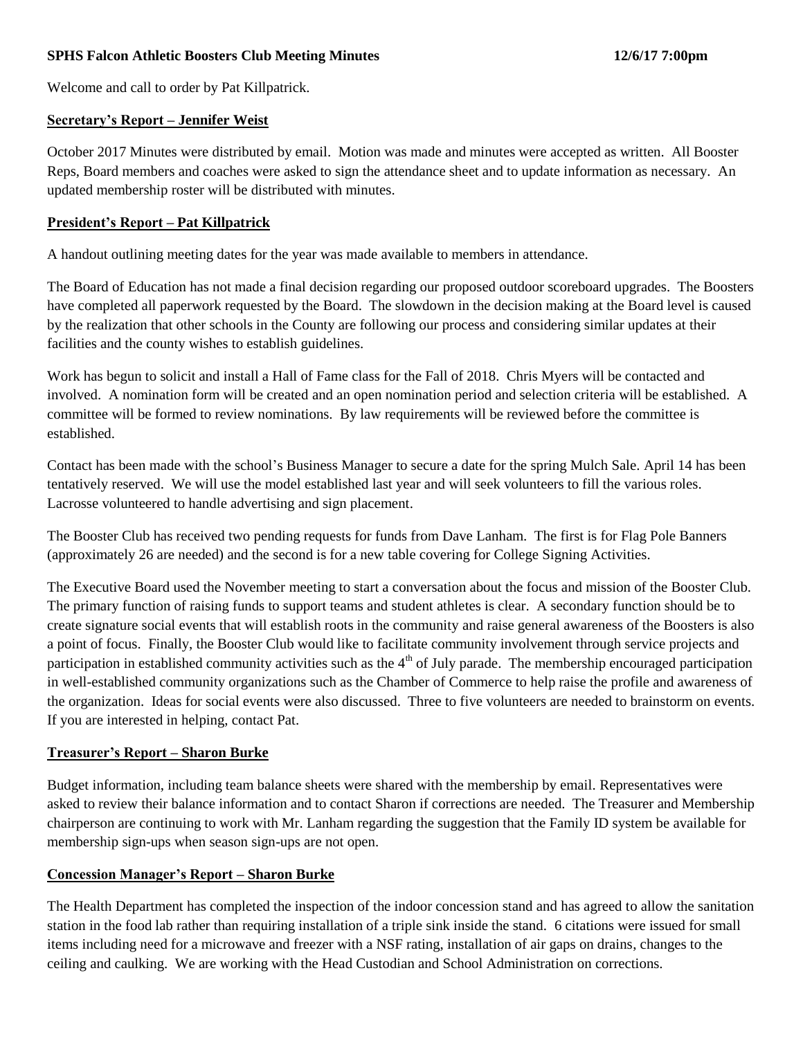**SPHS Falcon Athletic Boosters Club Meeting Minutes 12/6/17 7:00pm**

Welcome and call to order by Pat Killpatrick.

## Secretary's Report – Jennifer Weist

October 2017 Minutes were distributed by email. Motion was made and minutes were accepted as written. All Booster Reps, Board members and coaches were asked to sign the attendance sheet and to update information as necessary. An updated membership roster will be distributed with minutes.

## President's Report – Pat Killpatrick

A handout outlining meeting dates for the year was made available to members in attendance.

The Board of Education has not made a final decision regarding our proposed outdoor scoreboard upgrades. The Boosters have completed all paperwork requested by the Board. The slowdown in the decision making at the Board level is caused by the realization that other schools in the County are following our process and considering similar updates at their facilities and the county wishes to establish guidelines.

Work has begun to solicit and install a Hall of Fame class for the Fall of 2018. Chris Myers will be contacted and involved. A nomination form will be created and an open nomination period and selection criteria will be established. A committee will be formed to review nominations. By law requirements will be reviewed before the committee is established.

Contact has been made with the school's Business Manager to secure a date for the spring Mulch Sale. April 14 has been tentatively reserved. We will use the model established last year and will seek volunteers to fill the various roles. Lacrosse volunteered to handle advertising and sign placement.

The Booster Club has received two pending requests for funds from Dave Lanham. The first is for Flag Pole Banners (approximately 26 are needed) and the second is for a new table covering for College Signing Activities.

The Executive Board used the November meeting to start a conversation about the focus and mission of the Booster Club. The primary function of raising funds to support teams and student athletes is clear. A secondary function should be to create signature social events that will establish roots in the community and raise general awareness of the Boosters is also a point of focus. Finally, the Booster Club would like to facilitate community involvement through service projects and participation in established community activities such as the 4th of July parade. The membership encouraged participation in well-established community organizations such as the Chamber of Commerce to help raise the profile and awareness of the organization. Ideas for social events were also discussed. Three to five volunteers are needed to brainstorm on events. If you are interested in helping, contact Pat.

## Treasurer's Report – Sharon Burke

Budget information, including team balance sheets were shared with the membership by email. Representatives were asked to review their balance information and to contact Sharon if corrections are needed. The Treasurer and Membership chairperson are continuing to work with Mr. Lanham regarding the suggestion that the Family ID system be available for membership sign-ups when season sign-ups are not open.

## Concession Manager's Report – Sharon Burke

The Health Department has completed the inspection of the indoor concession stand and has agreed to allow the sanitation station in the food lab rather than requiring installation of a triple sink inside the stand. 6 citations were issued for small items including need for a microwave and freezer with a NSF rating, installation of air gaps on drains, changes to the ceiling and caulking. We are working with the Head Custodian and School Administration on corrections.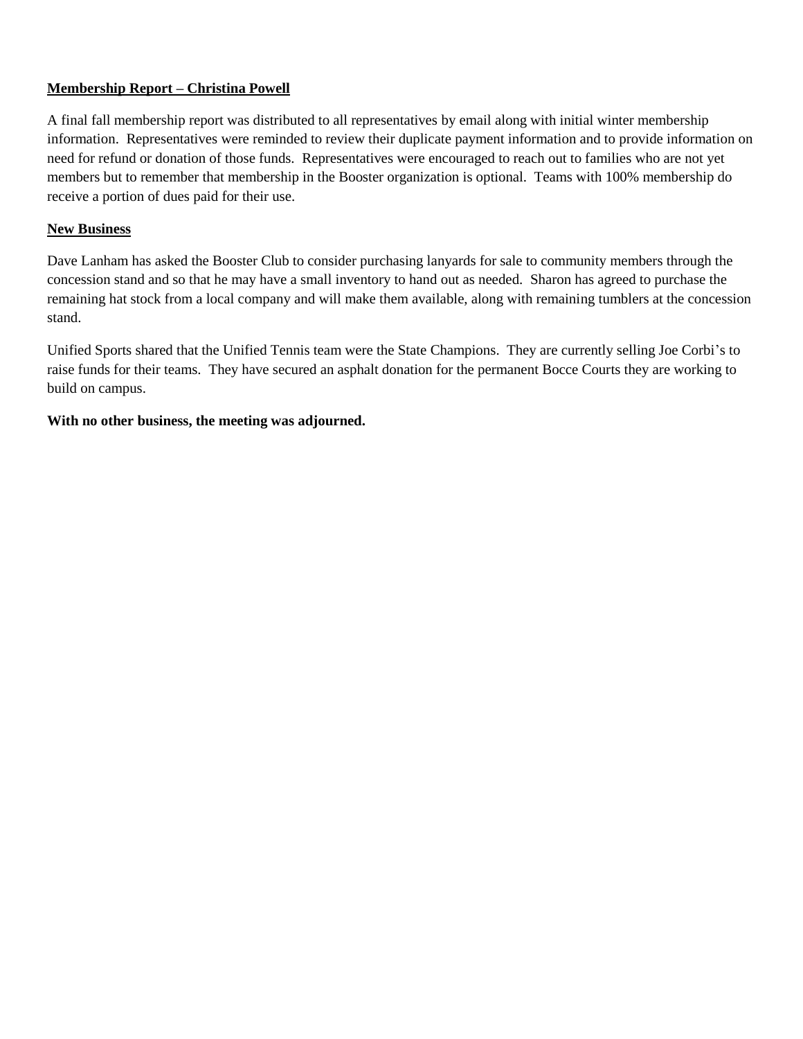**Membership Report – Christina Powell**

A final fall membership report was distributed to all representatives by email along with initial winter membership information. Representatives were reminded to review their duplicate payment information and to provide information on need for refund or donation of those funds. Representatives were encouraged to reach out to families who are not yet members but to remember that membership in the Booster organization is optional. Teams with 100% membership do receive a portion of dues paid for their use.

**New Business**

Dave Lanham has asked the Booster Club to consider purchasing lanyards for sale to community members through the concession stand and so that he may have a small inventory to hand out as needed. Sharon has agreed to purchase the remaining hat stock from a local company and will make them available, along with remaining tumblers at the concession stand.

Unified Sports shared that the Unified Tennis team were the State Champions. They are currently selling Joe Corbi's to raise funds for their teams. They have secured an asphalt donation for the permanent Bocce Courts they are working to build on campus.

**With no other business, the meeting was adjourned.**